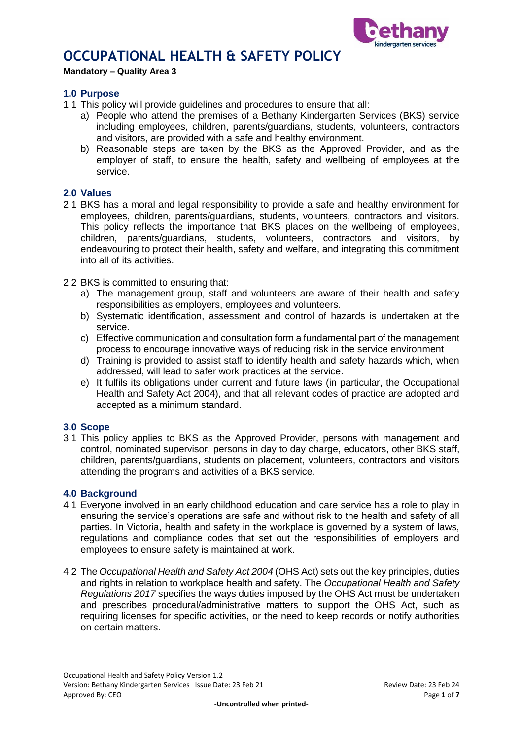# OCCUPATIONAL HEALTH & SAFETY POLICY

**Mandatory – Quality Area 3**

## 1.0 Purpose

1.1 This policy will provide guidelines and procedures to ensure that all:

a) People who attend the premises of a Bethany Kindergarten Services (BKS) service including employees, children, parents/guardians, students, volunteers, contractors and visitors, are provided with a safe and healthy environment.

b) Reasonable steps are taken by the BKS as the Approved Provider, and as the employer of staff, to ensure the health, safety and wellbeing of employees at the service.

## 2.0 Values

2.1 BKS has a moral and legal responsibility to provide a safe and healthy environment for employees, children, parents/guardians, students, volunteers, contractors and visitors. This policy reflects the importance that BKS places on the wellbeing of employees, children, parents/guardians, students, volunteers, contractors and visitors, by endeavouring to protect their health, safety and welfare, and integrating this commitment into all of its activities.

2.2 BKS is committed to ensuring that:

a) The management group, staff and volunteers are aware of their health and safety responsibilities as employers, employees and volunteers.

b) Systematic identification, assessment and control of hazards is undertaken at the service.

c) Effective communication and consultation form a fundamental part of the management process to encourage innovative ways of reducing risk in the service environment

d) Training is provided to assist staff to identify health and safety hazards which, when addressed, will lead to safer work practices at the service.

e) It fulfils its obligations under current and future laws (in particular, the Occupational Health and Safety Act 2004), and that all relevant codes of practice are adopted and accepted as a minimum standard.

## 3.0 Scope

3.1 This policy applies to BKS as the Approved Provider, persons with management and control, nominated supervisor, persons in day to day charge, educators, other BKS staff, children, parents/guardians, students on placement, volunteers, contractors and visitors attending the programs and activities of a BKS service.

## 4.0 Background

4.1 Everyone involved in an early childhood education and care service has a role to play in ensuring the service's operations are safe and without risk to the health and safety of all parties. In Victoria, health and safety in the workplace is governed by a system of laws, regulations and compliance codes that set out the responsibilities of employers and employees to ensure safety is maintained at work.

4.2 The *Occupational Health and Safety Act 2004* (OHS Act) sets out the key principles, duties and rights in relation to workplace health and safety. The *Occupational Health and Safety Regulations 2017* specifies the ways duties imposed by the OHS Act must be undertaken and prescribes procedural/administrative matters to support the OHS Act, such as requiring licenses for specific activities, or the need to keep records or notify authorities on certain matters.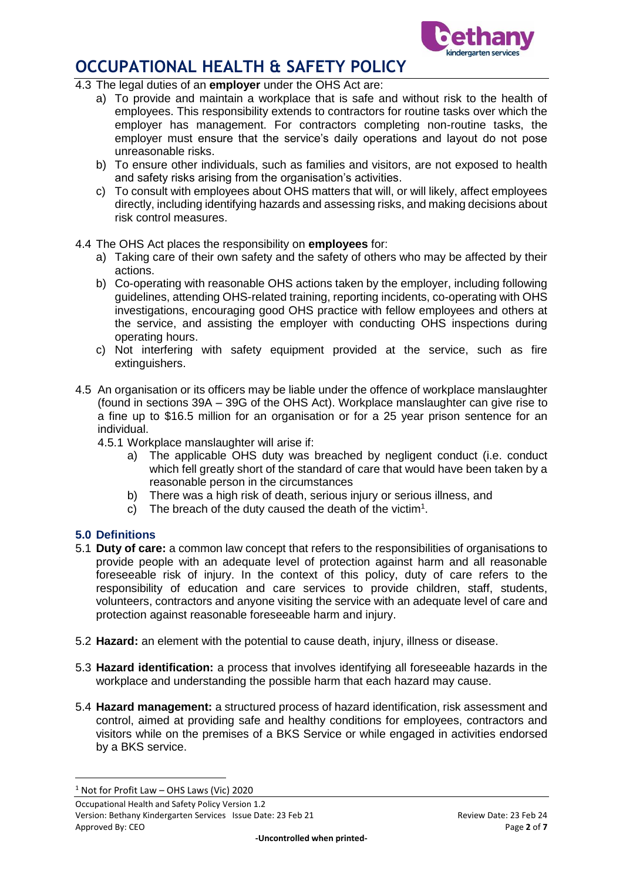4.3 The legal duties of an **employer** under the OHS Act are:

a) To provide and maintain a workplace that is safe and without risk to the health of employees. This responsibility extends to contractors for routine tasks over which the employer has management. For contractors completing non-routine tasks, the employer must ensure that the service's daily operations and layout do not pose unreasonable risks.

b) To ensure other individuals, such as families and visitors, are not exposed to health and safety risks arising from the organisation's activities.

c) To consult with employees about OHS matters that will, or will likely, affect employees directly, including identifying hazards and assessing risks, and making decisions about risk control measures.

4.4 The OHS Act places the responsibility on **employees** for:

a) Taking care of their own safety and the safety of others who may be affected by their actions.

b) Co-operating with reasonable OHS actions taken by the employer, including following guidelines, attending OHS-related training, reporting incidents, co-operating with OHS investigations, encouraging good OHS practice with fellow employees and others at the service, and assisting the employer with conducting OHS inspections during operating hours.

c) Not interfering with safety equipment provided at the service, such as fire extinguishers.

4.5 An organisation or its officers may be liable under the offence of workplace manslaughter (found in sections 39A – 39G of the OHS Act). Workplace manslaughter can give rise to a fine up to $16.5 million for an organisation or for a 25 year prison sentence for an individual.

4.5.1 Workplace manslaughter will arise if:

a) The applicable OHS duty was breached by negligent conduct (i.e. conduct which fell greatly short of the standard of care that would have been taken by a reasonable person in the circumstances

b) There was a high risk of death, serious injury or serious illness, and

c) The breach of the duty caused the death of the victim[1].

### 5.0 Definitions

5.1 **Duty of care:** a common law concept that refers to the responsibilities of organisations to provide people with an adequate level of protection against harm and all reasonable foreseeable risk of injury. In the context of this policy, duty of care refers to the responsibility of education and care services to provide children, staff, students, volunteers, contractors and anyone visiting the service with an adequate level of care and protection against reasonable foreseeable harm and injury.

5.2 **Hazard:** an element with the potential to cause death, injury, illness or disease.

5.3 **Hazard identification:** a process that involves identifying all foreseeable hazards in the workplace and understanding the possible harm that each hazard may cause.

5.4 **Hazard management:** a structured process of hazard identification, risk assessment and control, aimed at providing safe and healthy conditions for employees, contractors and visitors while on the premises of a BKS Service or while engaged in activities endorsed by a BKS service.

---

[1] Not for Profit Law – OHS Laws (Vic) 2020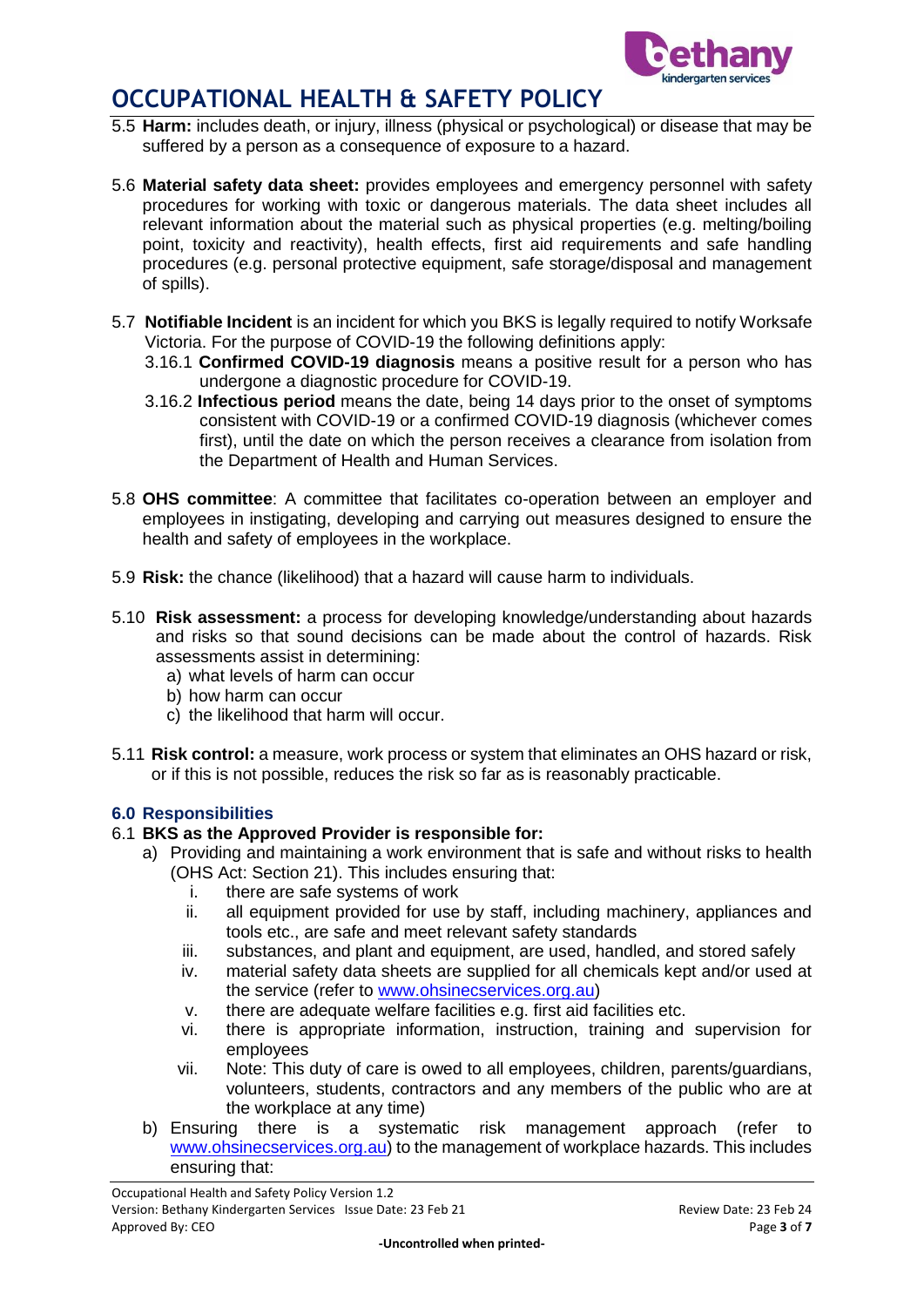5.5 **Harm:** includes death, or injury, illness (physical or psychological) or disease that may be suffered by a person as a consequence of exposure to a hazard.

5.6 **Material safety data sheet:** provides employees and emergency personnel with safety procedures for working with toxic or dangerous materials. The data sheet includes all relevant information about the material such as physical properties (e.g. melting/boiling point, toxicity and reactivity), health effects, first aid requirements and safe handling procedures (e.g. personal protective equipment, safe storage/disposal and management of spills).

5.7 **Notifiable Incident** is an incident for which you BKS is legally required to notify Worksafe Victoria. For the purpose of COVID-19 the following definitions apply:

- 3.16.1 **Confirmed COVID-19 diagnosis** means a positive result for a person who has undergone a diagnostic procedure for COVID-19.
- 3.16.2 **Infectious period** means the date, being 14 days prior to the onset of symptoms consistent with COVID-19 or a confirmed COVID-19 diagnosis (whichever comes first), until the date on which the person receives a clearance from isolation from the Department of Health and Human Services.

5.8 **OHS committee**: A committee that facilitates co-operation between an employer and employees in instigating, developing and carrying out measures designed to ensure the health and safety of employees in the workplace.

5.9 **Risk:** the chance (likelihood) that a hazard will cause harm to individuals.

5.10 **Risk assessment:** a process for developing knowledge/understanding about hazards and risks so that sound decisions can be made about the control of hazards. Risk assessments assist in determining:

a) what levels of harm can occur
b) how harm can occur
c) the likelihood that harm will occur.

5.11 **Risk control:** a measure, work process or system that eliminates an OHS hazard or risk, or if this is not possible, reduces the risk so far as is reasonably practicable.

### 6.0 Responsibilities

6.1 **BKS as the Approved Provider is responsible for:**

a) Providing and maintaining a work environment that is safe and without risks to health (OHS Act: Section 21). This includes ensuring that:
   - i. there are safe systems of work
   - ii. all equipment provided for use by staff, including machinery, appliances and tools etc., are safe and meet relevant safety standards
   - iii. substances, and plant and equipment, are used, handled, and stored safely
   - iv. material safety data sheets are supplied for all chemicals kept and/or used at the service (refer to www.ohsinecservices.org.au)
   - v. there are adequate welfare facilities e.g. first aid facilities etc.
   - vi. there is appropriate information, instruction, training and supervision for employees
   - vii. Note: This duty of care is owed to all employees, children, parents/guardians, volunteers, students, contractors and any members of the public who are at the workplace at any time)

b) Ensuring there is a systematic risk management approach (refer to www.ohsinecservices.org.au) to the management of workplace hazards. This includes ensuring that: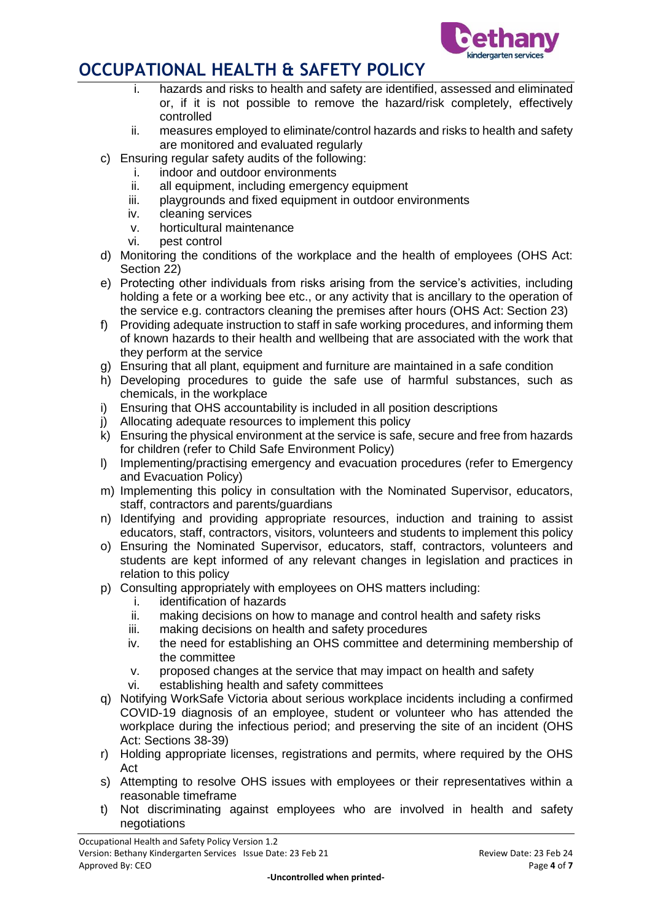i. hazards and risks to health and safety are identified, assessed and eliminated or, if it is not possible to remove the hazard/risk completely, effectively controlled
   ii. measures employed to eliminate/control hazards and risks to health and safety are monitored and evaluated regularly

c) Ensuring regular safety audits of the following:
   i. indoor and outdoor environments
   ii. all equipment, including emergency equipment
   iii. playgrounds and fixed equipment in outdoor environments
   iv. cleaning services
   v. horticultural maintenance
   vi. pest control

d) Monitoring the conditions of the workplace and the health of employees (OHS Act: Section 22)

e) Protecting other individuals from risks arising from the service's activities, including holding a fete or a working bee etc., or any activity that is ancillary to the operation of the service e.g. contractors cleaning the premises after hours (OHS Act: Section 23)

f) Providing adequate instruction to staff in safe working procedures, and informing them of known hazards to their health and wellbeing that are associated with the work that they perform at the service

g) Ensuring that all plant, equipment and furniture are maintained in a safe condition

h) Developing procedures to guide the safe use of harmful substances, such as chemicals, in the workplace

i) Ensuring that OHS accountability is included in all position descriptions

j) Allocating adequate resources to implement this policy

k) Ensuring the physical environment at the service is safe, secure and free from hazards for children (refer to Child Safe Environment Policy)

l) Implementing/practising emergency and evacuation procedures (refer to Emergency and Evacuation Policy)

m) Implementing this policy in consultation with the Nominated Supervisor, educators, staff, contractors and parents/guardians

n) Identifying and providing appropriate resources, induction and training to assist educators, staff, contractors, visitors, volunteers and students to implement this policy

o) Ensuring the Nominated Supervisor, educators, staff, contractors, volunteers and students are kept informed of any relevant changes in legislation and practices in relation to this policy

p) Consulting appropriately with employees on OHS matters including:
   i. identification of hazards
   ii. making decisions on how to manage and control health and safety risks
   iii. making decisions on health and safety procedures
   iv. the need for establishing an OHS committee and determining membership of the committee
   v. proposed changes at the service that may impact on health and safety
   vi. establishing health and safety committees

q) Notifying WorkSafe Victoria about serious workplace incidents including a confirmed COVID-19 diagnosis of an employee, student or volunteer who has attended the workplace during the infectious period; and preserving the site of an incident (OHS Act: Sections 38-39)

r) Holding appropriate licenses, registrations and permits, where required by the OHS Act

s) Attempting to resolve OHS issues with employees or their representatives within a reasonable timeframe

t) Not discriminating against employees who are involved in health and safety negotiations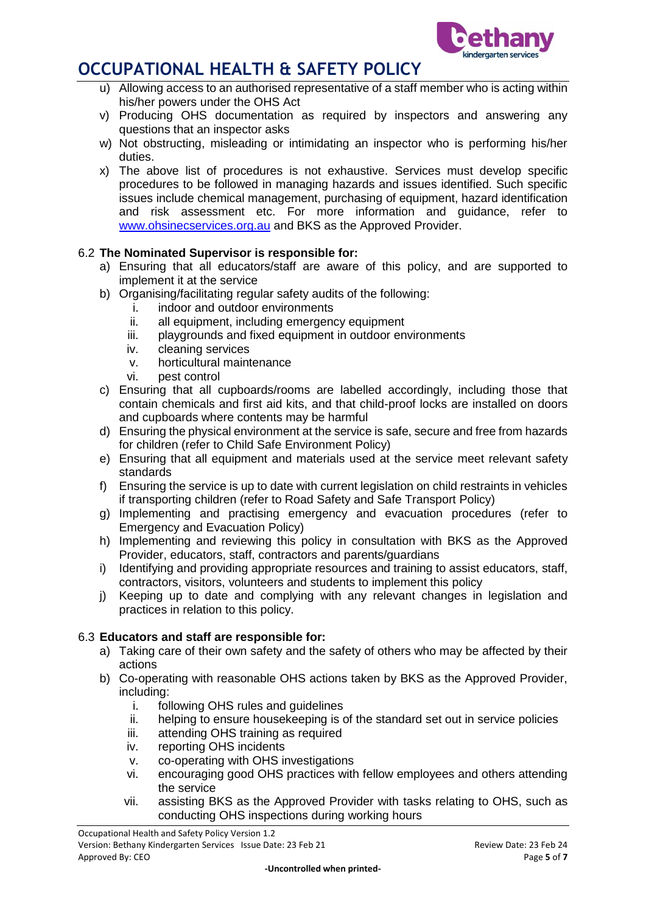u) Allowing access to an authorised representative of a staff member who is acting within his/her powers under the OHS Act
v) Producing OHS documentation as required by inspectors and answering any questions that an inspector asks
w) Not obstructing, misleading or intimidating an inspector who is performing his/her duties.
x) The above list of procedures is not exhaustive. Services must develop specific procedures to be followed in managing hazards and issues identified. Such specific issues include chemical management, purchasing of equipment, hazard identification and risk assessment etc. For more information and guidance, refer to [www.ohsinecservices.org.au](www.ohsinecservices.org.au) and BKS as the Approved Provider.

6.2 **The Nominated Supervisor is responsible for:**

a) Ensuring that all educators/staff are aware of this policy, and are supported to implement it at the service
b) Organising/facilitating regular safety audits of the following:
   i. indoor and outdoor environments
   ii. all equipment, including emergency equipment
   iii. playgrounds and fixed equipment in outdoor environments
   iv. cleaning services
   v. horticultural maintenance
   vi. pest control
c) Ensuring that all cupboards/rooms are labelled accordingly, including those that contain chemicals and first aid kits, and that child-proof locks are installed on doors and cupboards where contents may be harmful
d) Ensuring the physical environment at the service is safe, secure and free from hazards for children (refer to Child Safe Environment Policy)
e) Ensuring that all equipment and materials used at the service meet relevant safety standards
f) Ensuring the service is up to date with current legislation on child restraints in vehicles if transporting children (refer to Road Safety and Safe Transport Policy)
g) Implementing and practising emergency and evacuation procedures (refer to Emergency and Evacuation Policy)
h) Implementing and reviewing this policy in consultation with BKS as the Approved Provider, educators, staff, contractors and parents/guardians
i) Identifying and providing appropriate resources and training to assist educators, staff, contractors, visitors, volunteers and students to implement this policy
j) Keeping up to date and complying with any relevant changes in legislation and practices in relation to this policy.

6.3 **Educators and staff are responsible for:**

a) Taking care of their own safety and the safety of others who may be affected by their actions
b) Co-operating with reasonable OHS actions taken by BKS as the Approved Provider, including:
   i. following OHS rules and guidelines
   ii. helping to ensure housekeeping is of the standard set out in service policies
   iii. attending OHS training as required
   iv. reporting OHS incidents
   v. co-operating with OHS investigations
   vi. encouraging good OHS practices with fellow employees and others attending the service
   vii. assisting BKS as the Approved Provider with tasks relating to OHS, such as conducting OHS inspections during working hours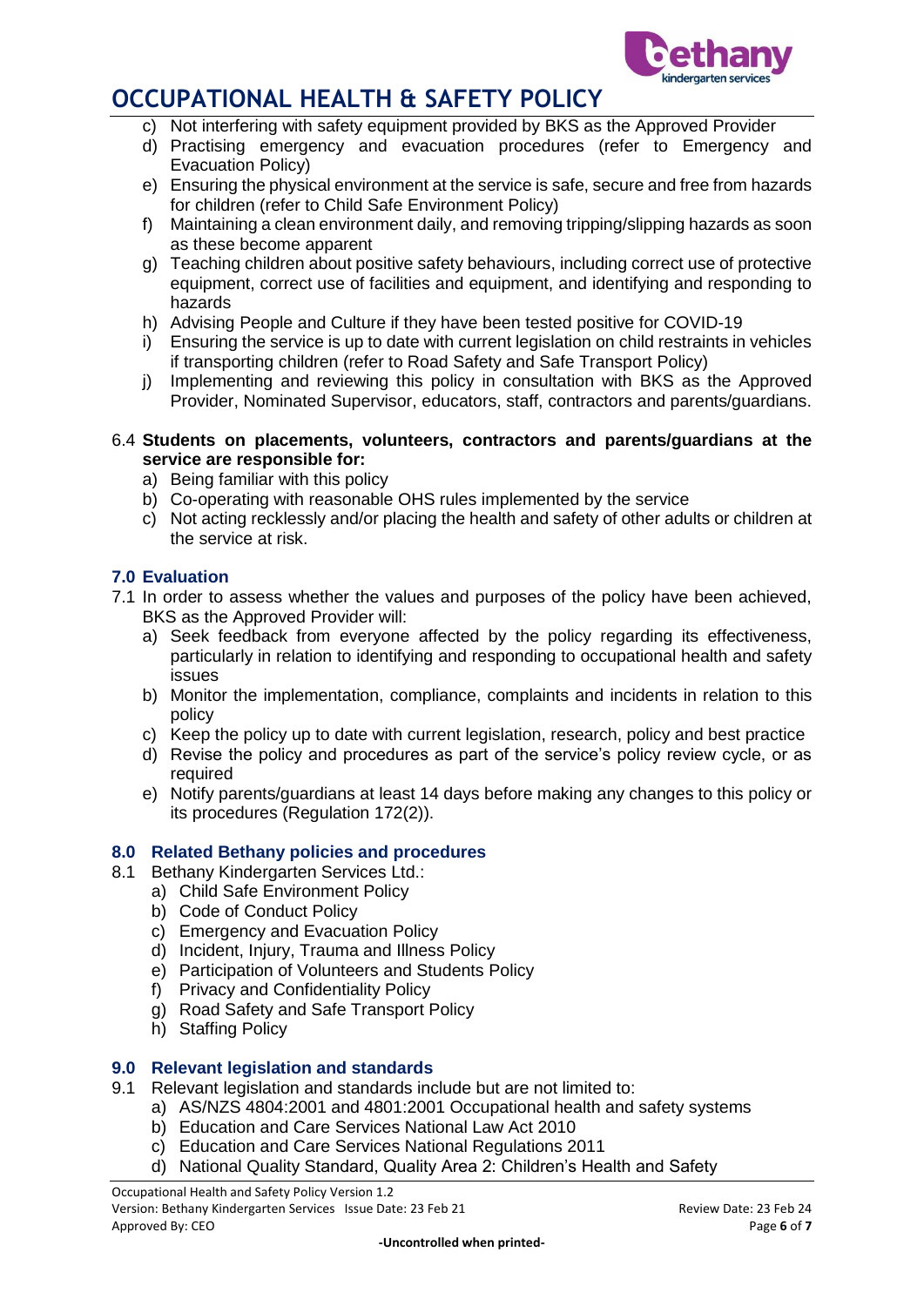c) Not interfering with safety equipment provided by BKS as the Approved Provider
d) Practising emergency and evacuation procedures (refer to Emergency and Evacuation Policy)
e) Ensuring the physical environment at the service is safe, secure and free from hazards for children (refer to Child Safe Environment Policy)
f) Maintaining a clean environment daily, and removing tripping/slipping hazards as soon as these become apparent
g) Teaching children about positive safety behaviours, including correct use of protective equipment, correct use of facilities and equipment, and identifying and responding to hazards
h) Advising People and Culture if they have been tested positive for COVID-19
i) Ensuring the service is up to date with current legislation on child restraints in vehicles if transporting children (refer to Road Safety and Safe Transport Policy)
j) Implementing and reviewing this policy in consultation with BKS as the Approved Provider, Nominated Supervisor, educators, staff, contractors and parents/guardians.

6.4 **Students on placements, volunteers, contractors and parents/guardians at the service are responsible for:**

a) Being familiar with this policy
b) Co-operating with reasonable OHS rules implemented by the service
c) Not acting recklessly and/or placing the health and safety of other adults or children at the service at risk.

## 7.0 Evaluation

7.1 In order to assess whether the values and purposes of the policy have been achieved, BKS as the Approved Provider will:

a) Seek feedback from everyone affected by the policy regarding its effectiveness, particularly in relation to identifying and responding to occupational health and safety issues
b) Monitor the implementation, compliance, complaints and incidents in relation to this policy
c) Keep the policy up to date with current legislation, research, policy and best practice
d) Revise the policy and procedures as part of the service's policy review cycle, or as required
e) Notify parents/guardians at least 14 days before making any changes to this policy or its procedures (Regulation 172(2)).

## 8.0 Related Bethany policies and procedures

8.1 Bethany Kindergarten Services Ltd.:

a) Child Safe Environment Policy
b) Code of Conduct Policy
c) Emergency and Evacuation Policy
d) Incident, Injury, Trauma and Illness Policy
e) Participation of Volunteers and Students Policy
f) Privacy and Confidentiality Policy
g) Road Safety and Safe Transport Policy
h) Staffing Policy

## 9.0 Relevant legislation and standards

9.1 Relevant legislation and standards include but are not limited to:

a) AS/NZS 4804:2001 and 4801:2001 Occupational health and safety systems
b) Education and Care Services National Law Act 2010
c) Education and Care Services National Regulations 2011
d) National Quality Standard, Quality Area 2: Children's Health and Safety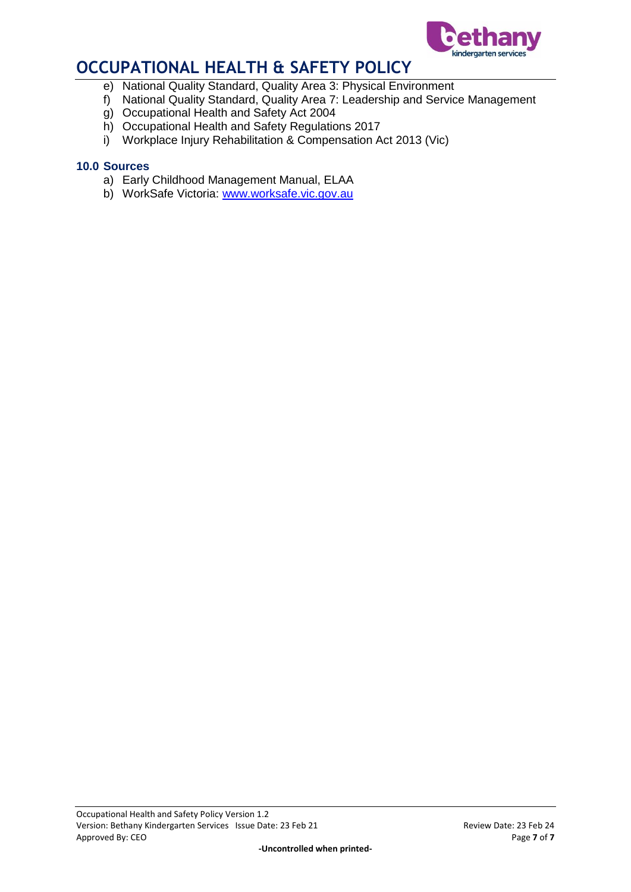e) National Quality Standard, Quality Area 3: Physical Environment
f) National Quality Standard, Quality Area 7: Leadership and Service Management
g) Occupational Health and Safety Act 2004
h) Occupational Health and Safety Regulations 2017
i) Workplace Injury Rehabilitation & Compensation Act 2013 (Vic)

### 10.0 Sources

a) Early Childhood Management Manual, ELAA
b) WorkSafe Victoria: [www.worksafe.vic.gov.au](http://www.worksafe.vic.gov.au)